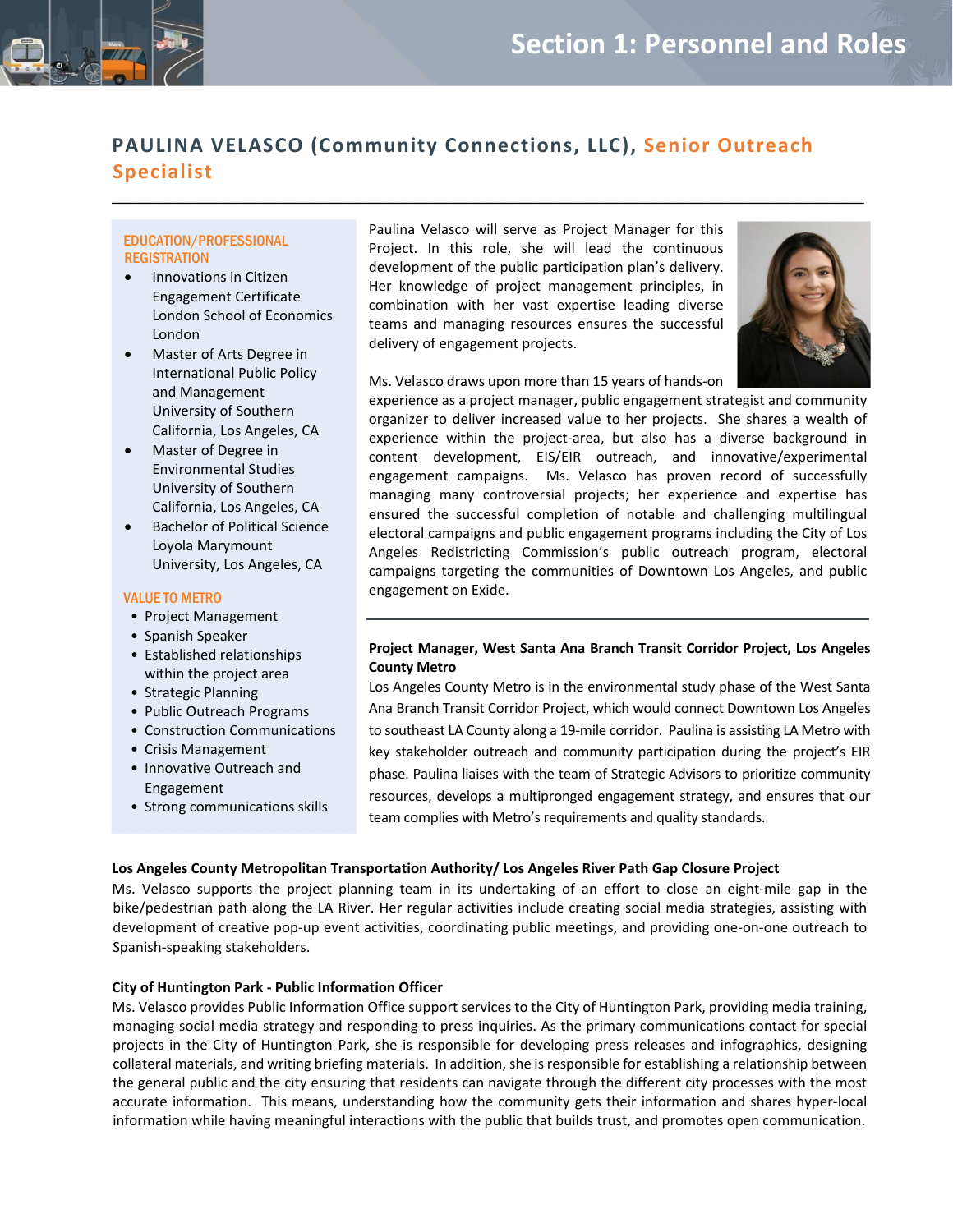# Section 1: Personnel and Roles

## PAULINA VELASCO (Community Connections, LLC), Senior Outreach Specialist

### EDUCATION/PROFESSIONAL REGISTRATION

- Innovations in Citizen Engagement Certificate London School of Economics London
- Master of Arts Degree in International Public Policy and Management University of Southern California, Los Angeles, CA
- Master of Degree in Environmental Studies University of Southern California, Los Angeles, CA
- Bachelor of Political Science Loyola Marymount University, Los Angeles, CA

### VALUE TO METRO

- Project Management
- Spanish Speaker
- Established relationships within the project area
- Strategic Planning
- Public Outreach Programs
- Construction Communications
- Crisis Management
- Innovative Outreach and Engagement
- Strong communications skills

Paulina Velasco will serve as Project Manager for this Project. In this role, she will lead the continuous development of the public participation plan's delivery. Her knowledge of project management principles, in combination with her vast expertise leading diverse teams and managing resources ensures the successful delivery of engagement projects.

Ms. Velasco draws upon more than 15 years of hands-on experience as a project manager, public engagement strategist and community organizer to deliver increased value to her projects. She shares a wealth of experience within the project-area, but also has a diverse background in content development, EIS/EIR outreach, and innovative/experimental engagement campaigns. Ms. Velasco has proven record of successfully managing many controversial projects; her experience and expertise has ensured the successful completion of notable and challenging multilingual electoral campaigns and public engagement programs including the City of Los Angeles Redistricting Commission's public outreach program, electoral campaigns targeting the communities of Downtown Los Angeles, and public engagement on Exide.

**Project Manager, West Santa Ana Branch Transit Corridor Project, Los Angeles County Metro**
Los Angeles County Metro is in the environmental study phase of the West Santa Ana Branch Transit Corridor Project, which would connect Downtown Los Angeles to southeast LA County along a 19-mile corridor. Paulina is assisting LA Metro with key stakeholder outreach and community participation during the project's EIR phase. Paulina liaises with the team of Strategic Advisors to prioritize community resources, develops a multipronged engagement strategy, and ensures that our team complies with Metro's requirements and quality standards.

**Los Angeles County Metropolitan Transportation Authority/ Los Angeles River Path Gap Closure Project**
Ms. Velasco supports the project planning team in its undertaking of an effort to close an eight-mile gap in the bike/pedestrian path along the LA River. Her regular activities include creating social media strategies, assisting with development of creative pop-up event activities, coordinating public meetings, and providing one-on-one outreach to Spanish-speaking stakeholders.

**City of Huntington Park - Public Information Officer**
Ms. Velasco provides Public Information Office support services to the City of Huntington Park, providing media training, managing social media strategy and responding to press inquiries. As the primary communications contact for special projects in the City of Huntington Park, she is responsible for developing press releases and infographics, designing collateral materials, and writing briefing materials. In addition, she is responsible for establishing a relationship between the general public and the city ensuring that residents can navigate through the different city processes with the most accurate information. This means, understanding how the community gets their information and shares hyper-local information while having meaningful interactions with the public that builds trust, and promotes open communication.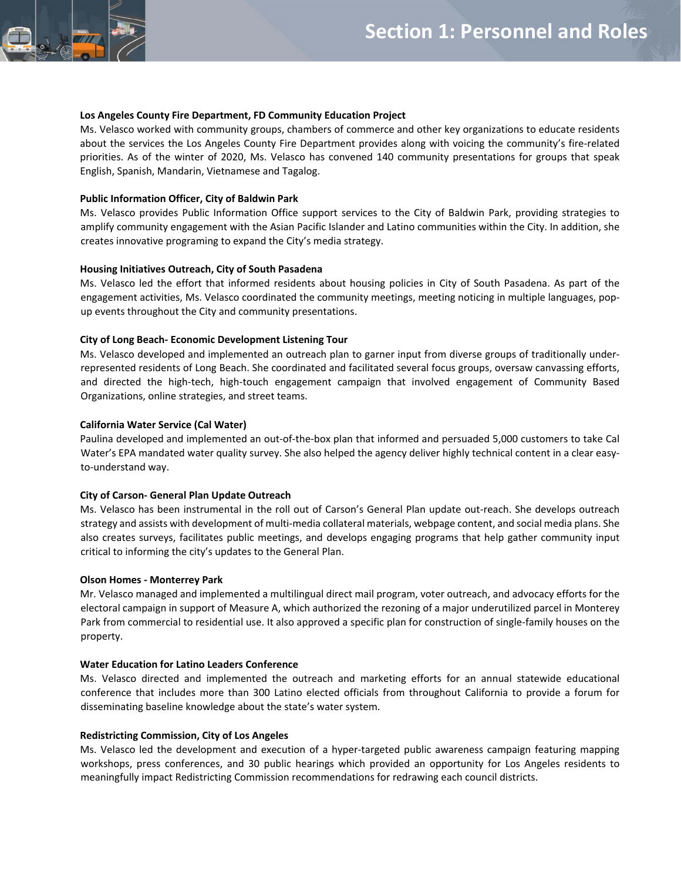**Los Angeles County Fire Department, FD Community Education Project**

Ms. Velasco worked with community groups, chambers of commerce and other key organizations to educate residents about the services the Los Angeles County Fire Department provides along with voicing the community's fire-related priorities. As of the winter of 2020, Ms. Velasco has convened 140 community presentations for groups that speak English, Spanish, Mandarin, Vietnamese and Tagalog.

**Public Information Officer, City of Baldwin Park**

Ms. Velasco provides Public Information Office support services to the City of Baldwin Park, providing strategies to amplify community engagement with the Asian Pacific Islander and Latino communities within the City. In addition, she creates innovative programing to expand the City's media strategy.

**Housing Initiatives Outreach, City of South Pasadena**

Ms. Velasco led the effort that informed residents about housing policies in City of South Pasadena. As part of the engagement activities, Ms. Velasco coordinated the community meetings, meeting noticing in multiple languages, pop-up events throughout the City and community presentations.

**City of Long Beach- Economic Development Listening Tour**

Ms. Velasco developed and implemented an outreach plan to garner input from diverse groups of traditionally under-represented residents of Long Beach. She coordinated and facilitated several focus groups, oversaw canvassing efforts, and directed the high-tech, high-touch engagement campaign that involved engagement of Community Based Organizations, online strategies, and street teams.

**California Water Service (Cal Water)**

Paulina developed and implemented an out-of-the-box plan that informed and persuaded 5,000 customers to take Cal Water's EPA mandated water quality survey. She also helped the agency deliver highly technical content in a clear easy-to-understand way.

**City of Carson- General Plan Update Outreach**

Ms. Velasco has been instrumental in the roll out of Carson's General Plan update out-reach. She develops outreach strategy and assists with development of multi-media collateral materials, webpage content, and social media plans. She also creates surveys, facilitates public meetings, and develops engaging programs that help gather community input critical to informing the city's updates to the General Plan.

**Olson Homes - Monterrey Park**

Mr. Velasco managed and implemented a multilingual direct mail program, voter outreach, and advocacy efforts for the electoral campaign in support of Measure A, which authorized the rezoning of a major underutilized parcel in Monterey Park from commercial to residential use. It also approved a specific plan for construction of single-family houses on the property.

**Water Education for Latino Leaders Conference**

Ms. Velasco directed and implemented the outreach and marketing efforts for an annual statewide educational conference that includes more than 300 Latino elected officials from throughout California to provide a forum for disseminating baseline knowledge about the state's water system.

**Redistricting Commission, City of Los Angeles**

Ms. Velasco led the development and execution of a hyper-targeted public awareness campaign featuring mapping workshops, press conferences, and 30 public hearings which provided an opportunity for Los Angeles residents to meaningfully impact Redistricting Commission recommendations for redrawing each council districts.